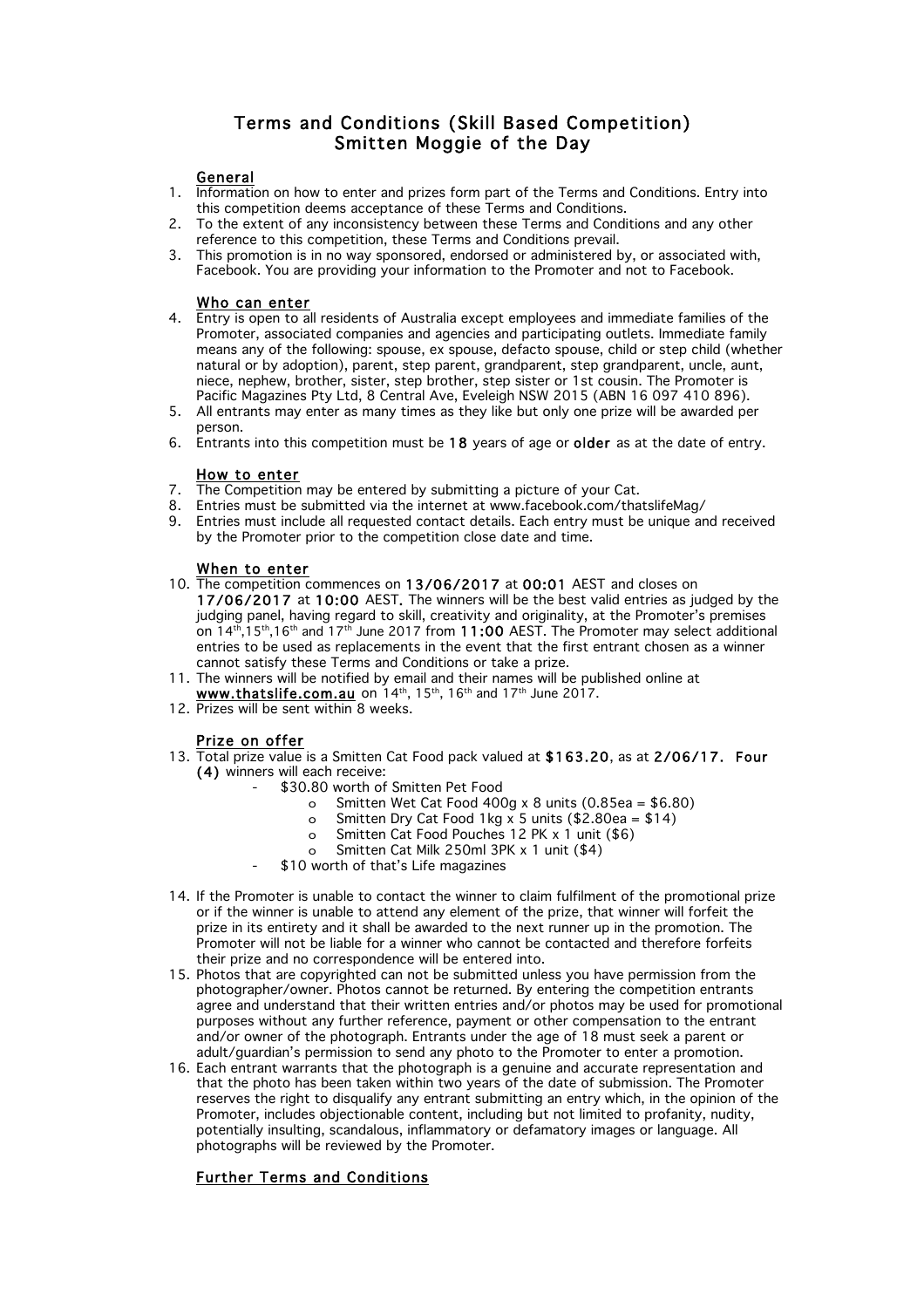# Terms and Conditions (Skill Based Competition)
# Smitten Moggie of the Day

## General

1. Information on how to enter and prizes form part of the Terms and Conditions. Entry into this competition deems acceptance of these Terms and Conditions.
2. To the extent of any inconsistency between these Terms and Conditions and any other reference to this competition, these Terms and Conditions prevail.
3. This promotion is in no way sponsored, endorsed or administered by, or associated with, Facebook. You are providing your information to the Promoter and not to Facebook.

## Who can enter

4. Entry is open to all residents of Australia except employees and immediate families of the Promoter, associated companies and agencies and participating outlets. Immediate family means any of the following: spouse, ex spouse, defacto spouse, child or step child (whether natural or by adoption), parent, step parent, grandparent, step grandparent, uncle, aunt, niece, nephew, brother, sister, step brother, step sister or 1st cousin. The Promoter is Pacific Magazines Pty Ltd, 8 Central Ave, Eveleigh NSW 2015 (ABN 16 097 410 896).
5. All entrants may enter as many times as they like but only one prize will be awarded per person.
6. Entrants into this competition must be **18** years of age or **older** as at the date of entry.

## How to enter

7. The Competition may be entered by submitting a picture of your Cat.
8. Entries must be submitted via the internet at www.facebook.com/thatslifeMag/
9. Entries must include all requested contact details. Each entry must be unique and received by the Promoter prior to the competition close date and time.

## When to enter

10. The competition commences on **13/06/2017** at **00:01** AEST and closes on **17/06/2017** at **10:00** AEST. The winners will be the best valid entries as judged by the judging panel, having regard to skill, creativity and originality, at the Promoter's premises on 14th,15th,16th and 17th June 2017 from **11:00** AEST. The Promoter may select additional entries to be used as replacements in the event that the first entrant chosen as a winner cannot satisfy these Terms and Conditions or take a prize.
11. The winners will be notified by email and their names will be published online at **www.thatslife.com.au** on 14th, 15th, 16th and 17th June 2017.
12. Prizes will be sent within 8 weeks.

## Prize on offer

13. Total prize value is a Smitten Cat Food pack valued at **$163.20**, as at **2/06/17. Four (4)** winners will each receive:
    - $30.80 worth of Smitten Pet Food
        - Smitten Wet Cat Food 400g x 8 units (0.85ea = $6.80)
        - Smitten Dry Cat Food 1kg x 5 units ($2.80ea = $14)
        - Smitten Cat Food Pouches 12 PK x 1 unit ($6)
        - Smitten Cat Milk 250ml 3PK x 1 unit ($4)
    - $10 worth of that's Life magazines
14. If the Promoter is unable to contact the winner to claim fulfilment of the promotional prize or if the winner is unable to attend any element of the prize, that winner will forfeit the prize in its entirety and it shall be awarded to the next runner up in the promotion. The Promoter will not be liable for a winner who cannot be contacted and therefore forfeits their prize and no correspondence will be entered into.
15. Photos that are copyrighted can not be submitted unless you have permission from the photographer/owner. Photos cannot be returned. By entering the competition entrants agree and understand that their written entries and/or photos may be used for promotional purposes without any further reference, payment or other compensation to the entrant and/or owner of the photograph. Entrants under the age of 18 must seek a parent or adult/guardian's permission to send any photo to the Promoter to enter a promotion.
16. Each entrant warrants that the photograph is a genuine and accurate representation and that the photo has been taken within two years of the date of submission. The Promoter reserves the right to disqualify any entrant submitting an entry which, in the opinion of the Promoter, includes objectionable content, including but not limited to profanity, nudity, potentially insulting, scandalous, inflammatory or defamatory images or language. All photographs will be reviewed by the Promoter.

## Further Terms and Conditions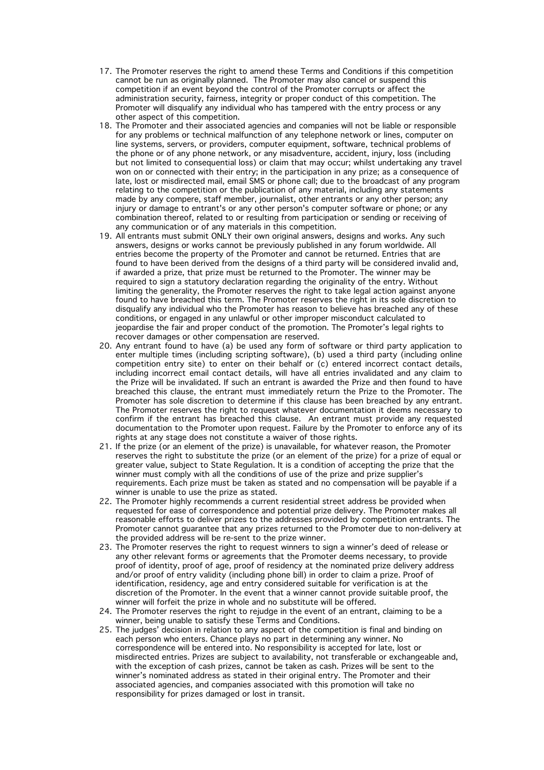17. The Promoter reserves the right to amend these Terms and Conditions if this competition cannot be run as originally planned. The Promoter may also cancel or suspend this competition if an event beyond the control of the Promoter corrupts or affect the administration security, fairness, integrity or proper conduct of this competition. The Promoter will disqualify any individual who has tampered with the entry process or any other aspect of this competition.
18. The Promoter and their associated agencies and companies will not be liable or responsible for any problems or technical malfunction of any telephone network or lines, computer on line systems, servers, or providers, computer equipment, software, technical problems of the phone or of any phone network, or any misadventure, accident, injury, loss (including but not limited to consequential loss) or claim that may occur; whilst undertaking any travel won on or connected with their entry; in the participation in any prize; as a consequence of late, lost or misdirected mail, email SMS or phone call; due to the broadcast of any program relating to the competition or the publication of any material, including any statements made by any compere, staff member, journalist, other entrants or any other person; any injury or damage to entrant's or any other person's computer software or phone; or any combination thereof, related to or resulting from participation or sending or receiving of any communication or of any materials in this competition.
19. All entrants must submit ONLY their own original answers, designs and works. Any such answers, designs or works cannot be previously published in any forum worldwide. All entries become the property of the Promoter and cannot be returned. Entries that are found to have been derived from the designs of a third party will be considered invalid and, if awarded a prize, that prize must be returned to the Promoter. The winner may be required to sign a statutory declaration regarding the originality of the entry. Without limiting the generality, the Promoter reserves the right to take legal action against anyone found to have breached this term. The Promoter reserves the right in its sole discretion to disqualify any individual who the Promoter has reason to believe has breached any of these conditions, or engaged in any unlawful or other improper misconduct calculated to jeopardise the fair and proper conduct of the promotion. The Promoter's legal rights to recover damages or other compensation are reserved.
20. Any entrant found to have (a) be used any form of software or third party application to enter multiple times (including scripting software), (b) used a third party (including online competition entry site) to enter on their behalf or (c) entered incorrect contact details, including incorrect email contact details, will have all entries invalidated and any claim to the Prize will be invalidated. If such an entrant is awarded the Prize and then found to have breached this clause, the entrant must immediately return the Prize to the Promoter. The Promoter has sole discretion to determine if this clause has been breached by any entrant. The Promoter reserves the right to request whatever documentation it deems necessary to confirm if the entrant has breached this clause. An entrant must provide any requested documentation to the Promoter upon request. Failure by the Promoter to enforce any of its rights at any stage does not constitute a waiver of those rights.
21. If the prize (or an element of the prize) is unavailable, for whatever reason, the Promoter reserves the right to substitute the prize (or an element of the prize) for a prize of equal or greater value, subject to State Regulation. It is a condition of accepting the prize that the winner must comply with all the conditions of use of the prize and prize supplier's requirements. Each prize must be taken as stated and no compensation will be payable if a winner is unable to use the prize as stated.
22. The Promoter highly recommends a current residential street address be provided when requested for ease of correspondence and potential prize delivery. The Promoter makes all reasonable efforts to deliver prizes to the addresses provided by competition entrants. The Promoter cannot guarantee that any prizes returned to the Promoter due to non-delivery at the provided address will be re-sent to the prize winner.
23. The Promoter reserves the right to request winners to sign a winner's deed of release or any other relevant forms or agreements that the Promoter deems necessary, to provide proof of identity, proof of age, proof of residency at the nominated prize delivery address and/or proof of entry validity (including phone bill) in order to claim a prize. Proof of identification, residency, age and entry considered suitable for verification is at the discretion of the Promoter. In the event that a winner cannot provide suitable proof, the winner will forfeit the prize in whole and no substitute will be offered.
24. The Promoter reserves the right to rejudge in the event of an entrant, claiming to be a winner, being unable to satisfy these Terms and Conditions.
25. The judges' decision in relation to any aspect of the competition is final and binding on each person who enters. Chance plays no part in determining any winner. No correspondence will be entered into. No responsibility is accepted for late, lost or misdirected entries. Prizes are subject to availability, not transferable or exchangeable and, with the exception of cash prizes, cannot be taken as cash. Prizes will be sent to the winner's nominated address as stated in their original entry. The Promoter and their associated agencies, and companies associated with this promotion will take no responsibility for prizes damaged or lost in transit.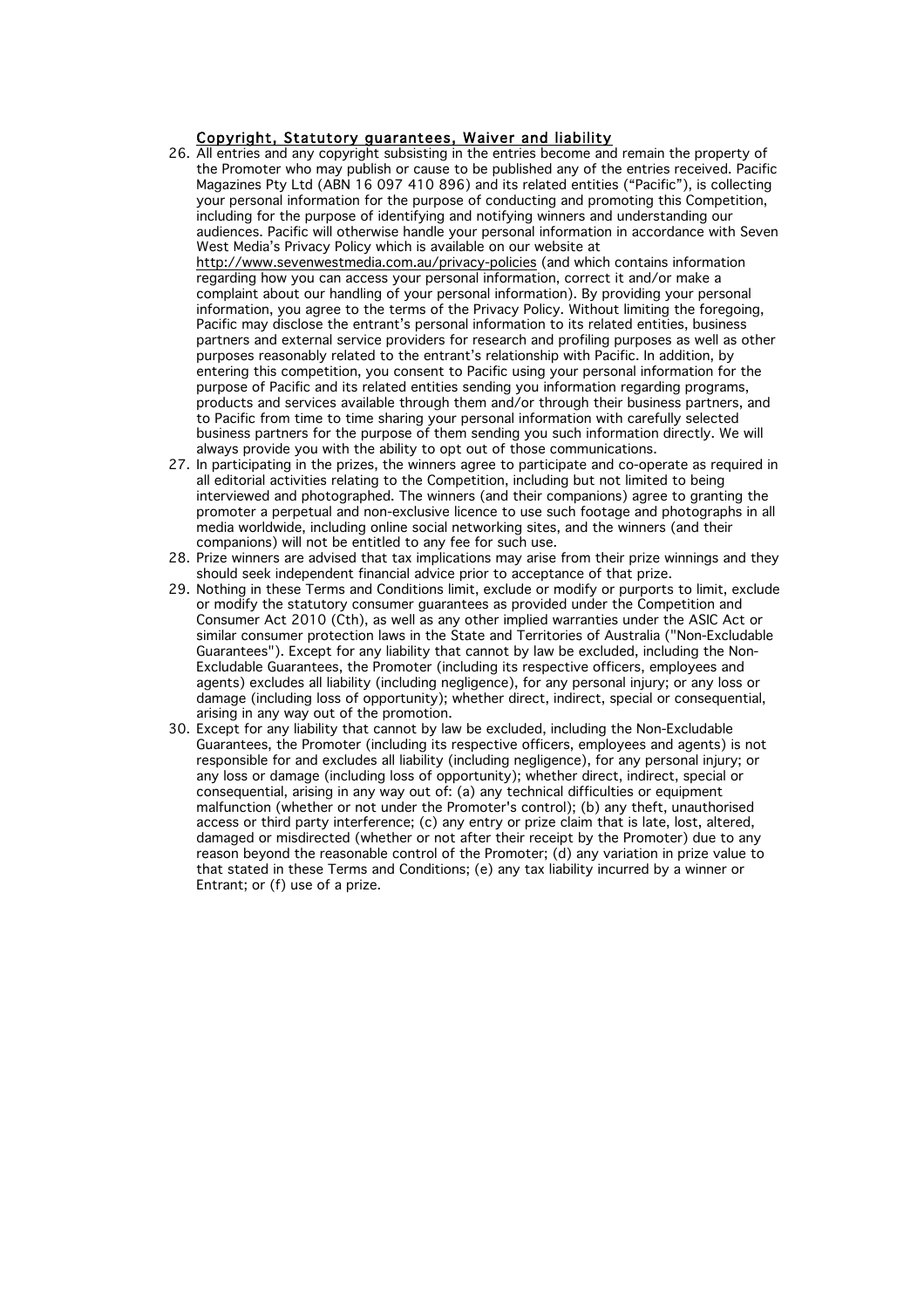## Copyright, Statutory guarantees, Waiver and liability

26. All entries and any copyright subsisting in the entries become and remain the property of the Promoter who may publish or cause to be published any of the entries received. Pacific Magazines Pty Ltd (ABN 16 097 410 896) and its related entities ("Pacific"), is collecting your personal information for the purpose of conducting and promoting this Competition, including for the purpose of identifying and notifying winners and understanding our audiences. Pacific will otherwise handle your personal information in accordance with Seven West Media's Privacy Policy which is available on our website at http://www.sevenwestmedia.com.au/privacy-policies (and which contains information regarding how you can access your personal information, correct it and/or make a complaint about our handling of your personal information). By providing your personal information, you agree to the terms of the Privacy Policy. Without limiting the foregoing, Pacific may disclose the entrant's personal information to its related entities, business partners and external service providers for research and profiling purposes as well as other purposes reasonably related to the entrant's relationship with Pacific. In addition, by entering this competition, you consent to Pacific using your personal information for the purpose of Pacific and its related entities sending you information regarding programs, products and services available through them and/or through their business partners, and to Pacific from time to time sharing your personal information with carefully selected business partners for the purpose of them sending you such information directly. We will always provide you with the ability to opt out of those communications.
27. In participating in the prizes, the winners agree to participate and co-operate as required in all editorial activities relating to the Competition, including but not limited to being interviewed and photographed. The winners (and their companions) agree to granting the promoter a perpetual and non-exclusive licence to use such footage and photographs in all media worldwide, including online social networking sites, and the winners (and their companions) will not be entitled to any fee for such use.
28. Prize winners are advised that tax implications may arise from their prize winnings and they should seek independent financial advice prior to acceptance of that prize.
29. Nothing in these Terms and Conditions limit, exclude or modify or purports to limit, exclude or modify the statutory consumer guarantees as provided under the Competition and Consumer Act 2010 (Cth), as well as any other implied warranties under the ASIC Act or similar consumer protection laws in the State and Territories of Australia ("Non-Excludable Guarantees"). Except for any liability that cannot by law be excluded, including the Non-Excludable Guarantees, the Promoter (including its respective officers, employees and agents) excludes all liability (including negligence), for any personal injury; or any loss or damage (including loss of opportunity); whether direct, indirect, special or consequential, arising in any way out of the promotion.
30. Except for any liability that cannot by law be excluded, including the Non-Excludable Guarantees, the Promoter (including its respective officers, employees and agents) is not responsible for and excludes all liability (including negligence), for any personal injury; or any loss or damage (including loss of opportunity); whether direct, indirect, special or consequential, arising in any way out of: (a) any technical difficulties or equipment malfunction (whether or not under the Promoter's control); (b) any theft, unauthorised access or third party interference; (c) any entry or prize claim that is late, lost, altered, damaged or misdirected (whether or not after their receipt by the Promoter) due to any reason beyond the reasonable control of the Promoter; (d) any variation in prize value to that stated in these Terms and Conditions; (e) any tax liability incurred by a winner or Entrant; or (f) use of a prize.